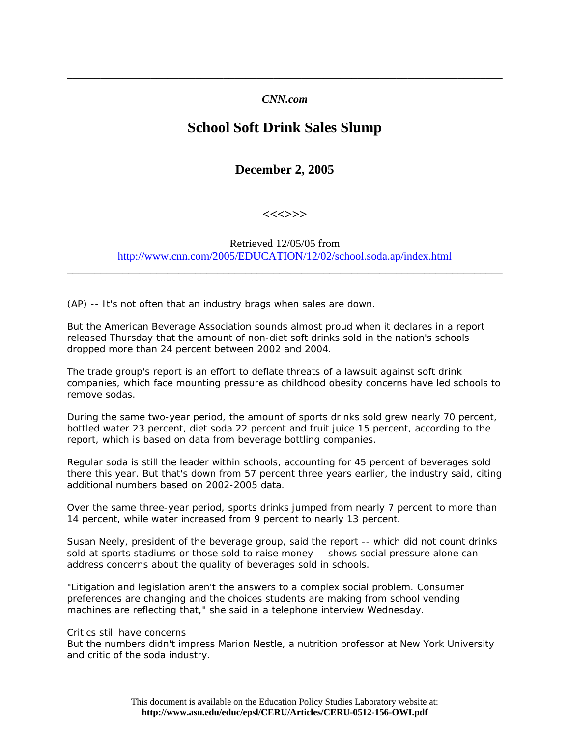---

*CNN.com*

# School Soft Drink Sales Slump

## December 2, 2005

<<<>>>

Retrieved 12/05/05 from
http://www.cnn.com/2005/EDUCATION/12/02/school.soda.ap/index.html

---

(AP) -- It's not often that an industry brags when sales are down.

But the American Beverage Association sounds almost proud when it declares in a report released Thursday that the amount of non-diet soft drinks sold in the nation's schools dropped more than 24 percent between 2002 and 2004.

The trade group's report is an effort to deflate threats of a lawsuit against soft drink companies, which face mounting pressure as childhood obesity concerns have led schools to remove sodas.

During the same two-year period, the amount of sports drinks sold grew nearly 70 percent, bottled water 23 percent, diet soda 22 percent and fruit juice 15 percent, according to the report, which is based on data from beverage bottling companies.

Regular soda is still the leader within schools, accounting for 45 percent of beverages sold there this year. But that's down from 57 percent three years earlier, the industry said, citing additional numbers based on 2002-2005 data.

Over the same three-year period, sports drinks jumped from nearly 7 percent to more than 14 percent, while water increased from 9 percent to nearly 13 percent.

Susan Neely, president of the beverage group, said the report -- which did not count drinks sold at sports stadiums or those sold to raise money -- shows social pressure alone can address concerns about the quality of beverages sold in schools.

"Litigation and legislation aren't the answers to a complex social problem. Consumer preferences are changing and the choices students are making from school vending machines are reflecting that," she said in a telephone interview Wednesday.

Critics still have concerns

But the numbers didn't impress Marion Nestle, a nutrition professor at New York University and critic of the soda industry.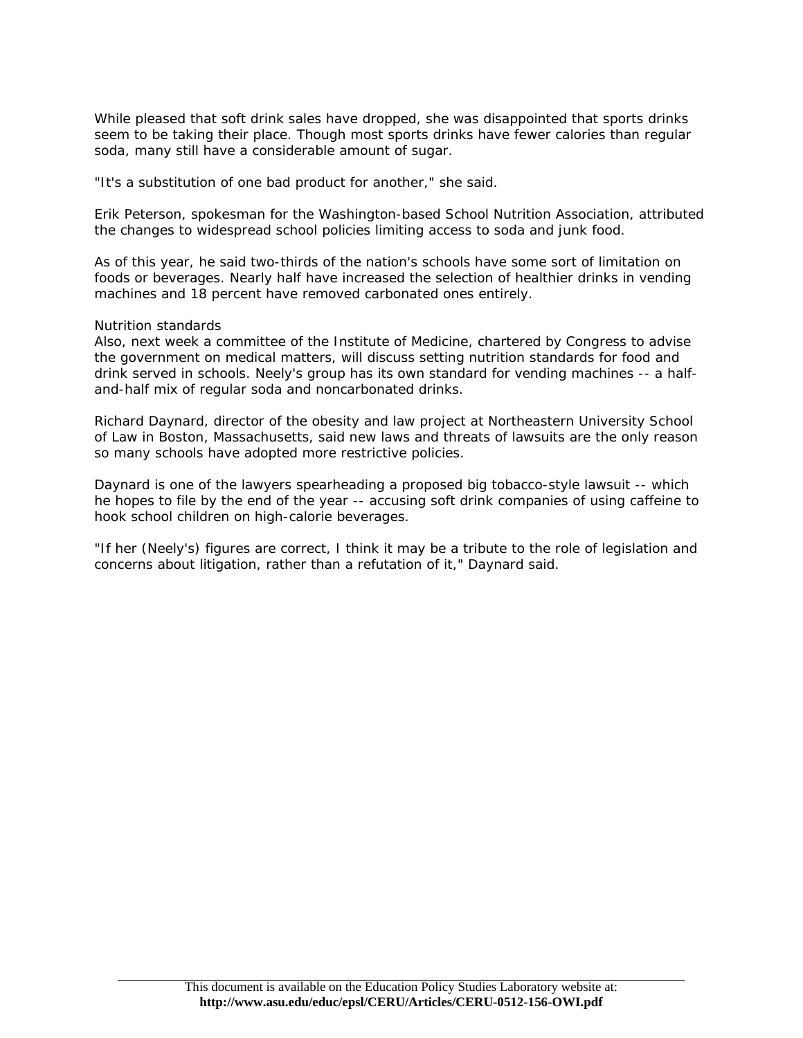While pleased that soft drink sales have dropped, she was disappointed that sports drinks seem to be taking their place. Though most sports drinks have fewer calories than regular soda, many still have a considerable amount of sugar.

"It's a substitution of one bad product for another," she said.

Erik Peterson, spokesman for the Washington-based School Nutrition Association, attributed the changes to widespread school policies limiting access to soda and junk food.

As of this year, he said two-thirds of the nation's schools have some sort of limitation on foods or beverages. Nearly half have increased the selection of healthier drinks in vending machines and 18 percent have removed carbonated ones entirely.

Nutrition standards

Also, next week a committee of the Institute of Medicine, chartered by Congress to advise the government on medical matters, will discuss setting nutrition standards for food and drink served in schools. Neely's group has its own standard for vending machines -- a half-and-half mix of regular soda and noncarbonated drinks.

Richard Daynard, director of the obesity and law project at Northeastern University School of Law in Boston, Massachusetts, said new laws and threats of lawsuits are the only reason so many schools have adopted more restrictive policies.

Daynard is one of the lawyers spearheading a proposed big tobacco-style lawsuit -- which he hopes to file by the end of the year -- accusing soft drink companies of using caffeine to hook school children on high-calorie beverages.

"If her (Neely's) figures are correct, I think it may be a tribute to the role of legislation and concerns about litigation, rather than a refutation of it," Daynard said.

This document is available on the Education Policy Studies Laboratory website at:
**http://www.asu.edu/educ/epsl/CERU/Articles/CERU-0512-156-OWI.pdf**